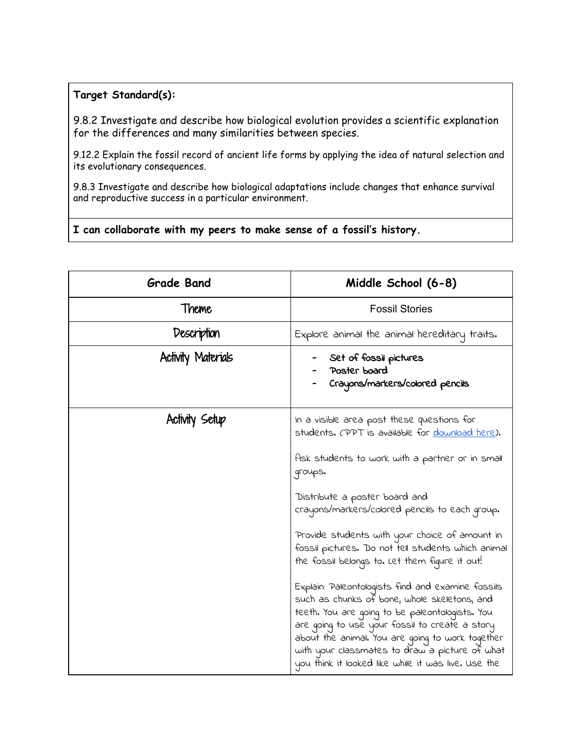| **Target Standard(s):** |
|---|
| 9.8.2 Investigate and describe how biological evolution provides a scientific explanation for the differences and many similarities between species.<br><br>9.12.2 Explain the fossil record of ancient life forms by applying the idea of natural selection and its evolutionary consequences.<br><br>9.8.3 Investigate and describe how biological adaptations include changes that enhance survival and reproductive success in a particular environment. |
| **I can collaborate with my peers to make sense of a fossil's history.** |

| **Grade Band** | **Middle School (6-8)** |
|---|---|
| Theme | Fossil Stories |
| Description | Explore animal the animal hereditary traits. |
| Activity Materials | - Set of fossil pictures<br>- Poster board<br>- Crayons/markers/colored pencils |
| Activity Setup | In a visible area post these questions for students. (PPT is available for download here).<br><br>Ask students to work with a partner or in small groups.<br><br>Distribute a poster board and crayons/markers/colored pencils to each group.<br><br>Provide students with your choice of amount in fossil pictures. Do not tell students which animal the fossil belongs to. Let them figure it out!<br><br>Explain: Paleontologists find and examine fossils such as chunks of bone, whole skeletons, and teeth. You are going to be paleontologists. You are going to use your fossil to create a story about the animal. You are going to work together with your classmates to draw a picture of what you think it looked like while it was live. Use the |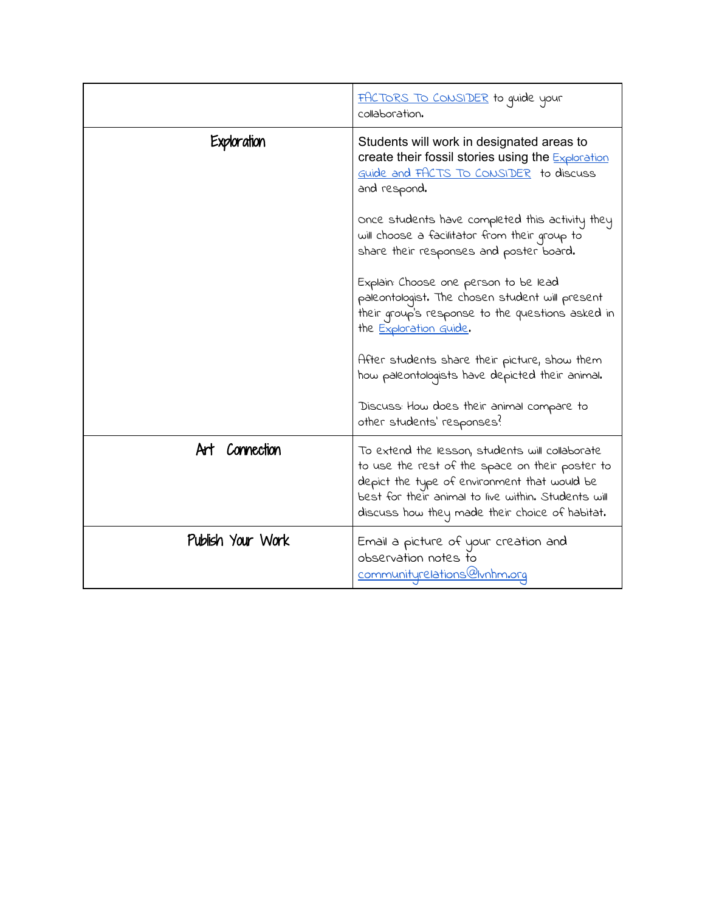| | |
|---|---|
| | FACTORS TO CONSIDER to guide your collaboration. |
| Exploration | Students will work in designated areas to create their fossil stories using the Exploration Guide and FACTS TO CONSIDER to discuss and respond.<br><br>Once students have completed this activity they will choose a facilitator from their group to share their responses and poster board.<br><br>Explain: Choose one person to be lead paleontologist. The chosen student will present their group's response to the questions asked in the Exploration Guide.<br><br>After students share their picture, show them how paleontologists have depicted their animal.<br><br>Discuss: How does their animal compare to other students' responses? |
| Art Connection | To extend the lesson, students will collaborate to use the rest of the space on their poster to depict the type of environment that would be best for their animal to live within. Students will discuss how they made their choice of habitat. |
| Publish Your Work | Email a picture of your creation and observation notes to communityrelations@lvnhm.org |